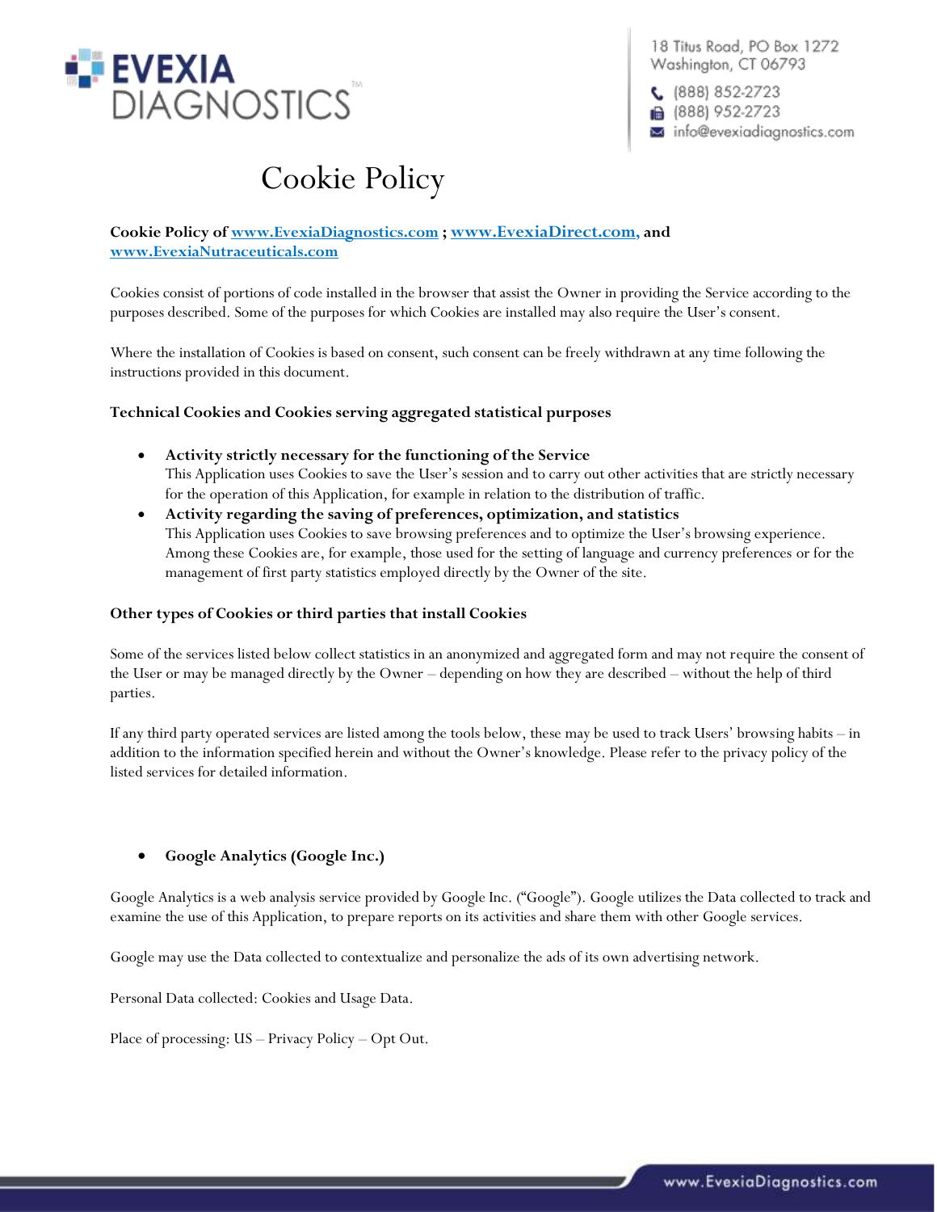18 Titus Road, PO Box 1272
Washington, CT 06793

(888) 852-2723
(888) 952-2723
info@evexiadiagnostics.com

# Cookie Policy

**Cookie Policy of [www.EvexiaDiagnostics.com](http://www.EvexiaDiagnostics.com) ; [www.EvexiaDirect.com,](http://www.EvexiaDirect.com) and [www.EvexiaNutraceuticals.com](http://www.EvexiaNutraceuticals.com)**

Cookies consist of portions of code installed in the browser that assist the Owner in providing the Service according to the purposes described. Some of the purposes for which Cookies are installed may also require the User's consent.

Where the installation of Cookies is based on consent, such consent can be freely withdrawn at any time following the instructions provided in this document.

### Technical Cookies and Cookies serving aggregated statistical purposes

- **Activity strictly necessary for the functioning of the Service**
  This Application uses Cookies to save the User's session and to carry out other activities that are strictly necessary for the operation of this Application, for example in relation to the distribution of traffic.
- **Activity regarding the saving of preferences, optimization, and statistics**
  This Application uses Cookies to save browsing preferences and to optimize the User's browsing experience. Among these Cookies are, for example, those used for the setting of language and currency preferences or for the management of first party statistics employed directly by the Owner of the site.

### Other types of Cookies or third parties that install Cookies

Some of the services listed below collect statistics in an anonymized and aggregated form and may not require the consent of the User or may be managed directly by the Owner – depending on how they are described – without the help of third parties.

If any third party operated services are listed among the tools below, these may be used to track Users' browsing habits – in addition to the information specified herein and without the Owner's knowledge. Please refer to the privacy policy of the listed services for detailed information.

- **Google Analytics (Google Inc.)**

Google Analytics is a web analysis service provided by Google Inc. ("Google"). Google utilizes the Data collected to track and examine the use of this Application, to prepare reports on its activities and share them with other Google services.

Google may use the Data collected to contextualize and personalize the ads of its own advertising network.

Personal Data collected: Cookies and Usage Data.

Place of processing: US – Privacy Policy – Opt Out.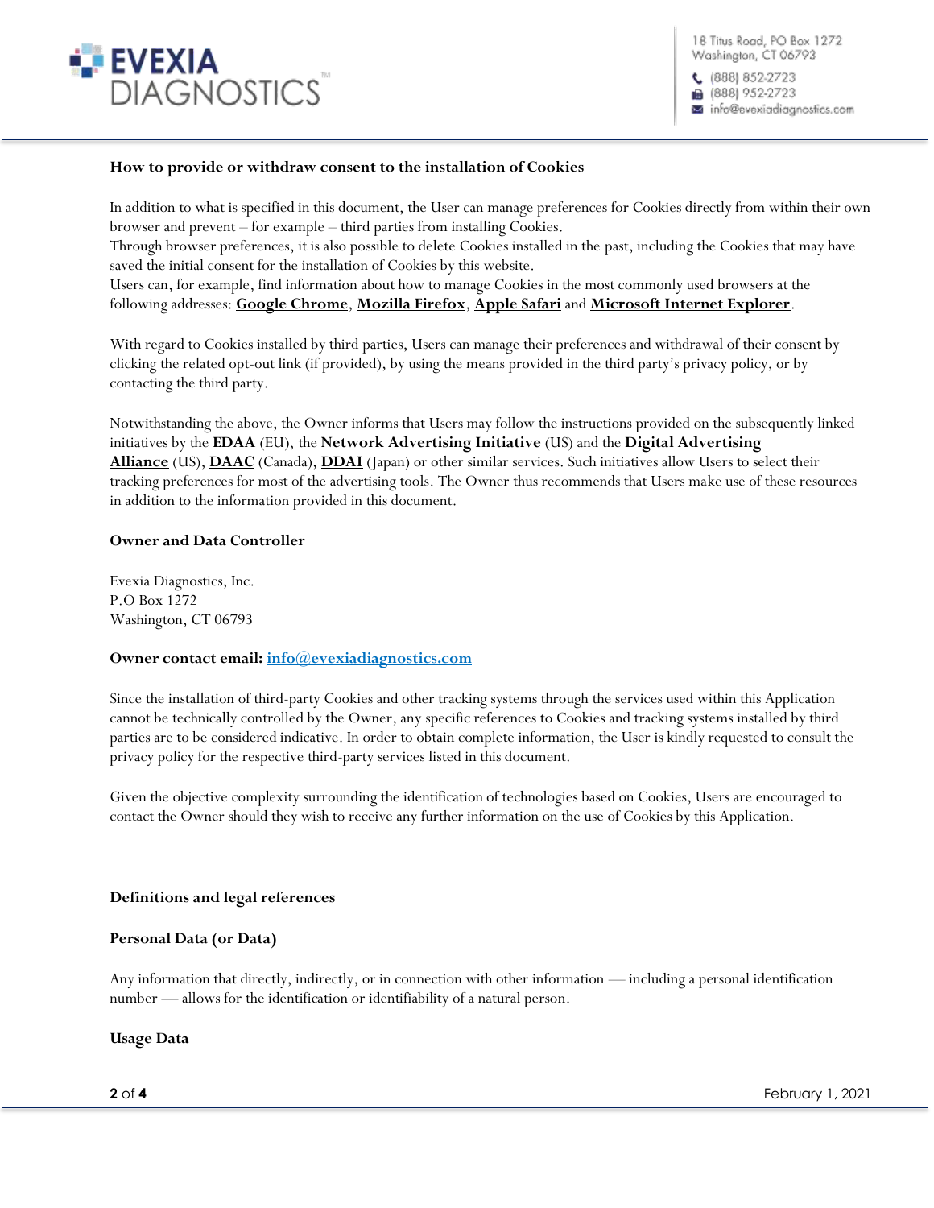**How to provide or withdraw consent to the installation of Cookies**

In addition to what is specified in this document, the User can manage preferences for Cookies directly from within their own browser and prevent – for example – third parties from installing Cookies.
Through browser preferences, it is also possible to delete Cookies installed in the past, including the Cookies that may have saved the initial consent for the installation of Cookies by this website.
Users can, for example, find information about how to manage Cookies in the most commonly used browsers at the following addresses: **Google Chrome**, **Mozilla Firefox**, **Apple Safari** and **Microsoft Internet Explorer**.

With regard to Cookies installed by third parties, Users can manage their preferences and withdrawal of their consent by clicking the related opt-out link (if provided), by using the means provided in the third party's privacy policy, or by contacting the third party.

Notwithstanding the above, the Owner informs that Users may follow the instructions provided on the subsequently linked initiatives by the **EDAA** (EU), the **Network Advertising Initiative** (US) and the **Digital Advertising Alliance** (US), **DAAC** (Canada), **DDAI** (Japan) or other similar services. Such initiatives allow Users to select their tracking preferences for most of the advertising tools. The Owner thus recommends that Users make use of these resources in addition to the information provided in this document.

**Owner and Data Controller**

Evexia Diagnostics, Inc.
P.O Box 1272
Washington, CT 06793

**Owner contact email: info@evexiadiagnostics.com**

Since the installation of third-party Cookies and other tracking systems through the services used within this Application cannot be technically controlled by the Owner, any specific references to Cookies and tracking systems installed by third parties are to be considered indicative. In order to obtain complete information, the User is kindly requested to consult the privacy policy for the respective third-party services listed in this document.

Given the objective complexity surrounding the identification of technologies based on Cookies, Users are encouraged to contact the Owner should they wish to receive any further information on the use of Cookies by this Application.

**Definitions and legal references**

**Personal Data (or Data)**

Any information that directly, indirectly, or in connection with other information — including a personal identification number — allows for the identification or identifiability of a natural person.

**Usage Data**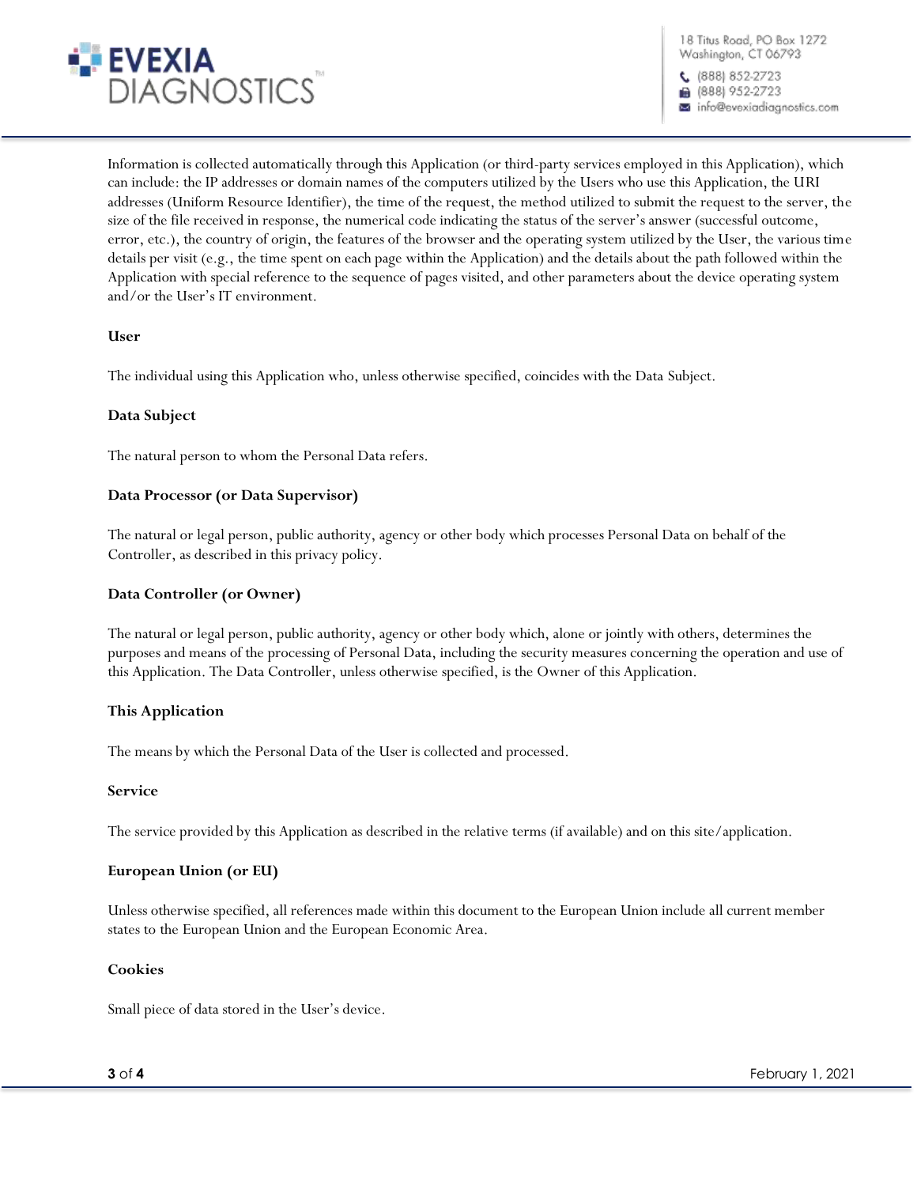Information is collected automatically through this Application (or third-party services employed in this Application), which can include: the IP addresses or domain names of the computers utilized by the Users who use this Application, the URI addresses (Uniform Resource Identifier), the time of the request, the method utilized to submit the request to the server, the size of the file received in response, the numerical code indicating the status of the server's answer (successful outcome, error, etc.), the country of origin, the features of the browser and the operating system utilized by the User, the various time details per visit (e.g., the time spent on each page within the Application) and the details about the path followed within the Application with special reference to the sequence of pages visited, and other parameters about the device operating system and/or the User's IT environment.

**User**

The individual using this Application who, unless otherwise specified, coincides with the Data Subject.

**Data Subject**

The natural person to whom the Personal Data refers.

**Data Processor (or Data Supervisor)**

The natural or legal person, public authority, agency or other body which processes Personal Data on behalf of the Controller, as described in this privacy policy.

**Data Controller (or Owner)**

The natural or legal person, public authority, agency or other body which, alone or jointly with others, determines the purposes and means of the processing of Personal Data, including the security measures concerning the operation and use of this Application. The Data Controller, unless otherwise specified, is the Owner of this Application.

**This Application**

The means by which the Personal Data of the User is collected and processed.

**Service**

The service provided by this Application as described in the relative terms (if available) and on this site/application.

**European Union (or EU)**

Unless otherwise specified, all references made within this document to the European Union include all current member states to the European Union and the European Economic Area.

**Cookies**

Small piece of data stored in the User's device.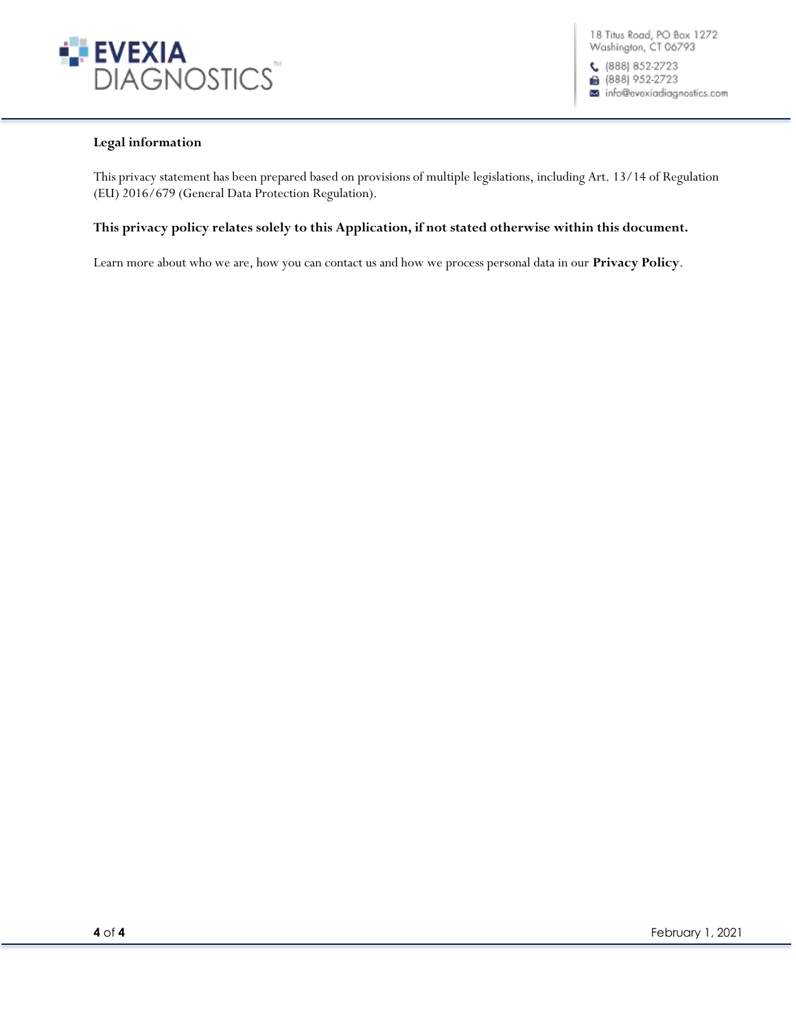**Legal information**

This privacy statement has been prepared based on provisions of multiple legislations, including Art. 13/14 of Regulation (EU) 2016/679 (General Data Protection Regulation).

**This privacy policy relates solely to this Application, if not stated otherwise within this document.**

Learn more about who we are, how you can contact us and how we process personal data in our **Privacy Policy**.